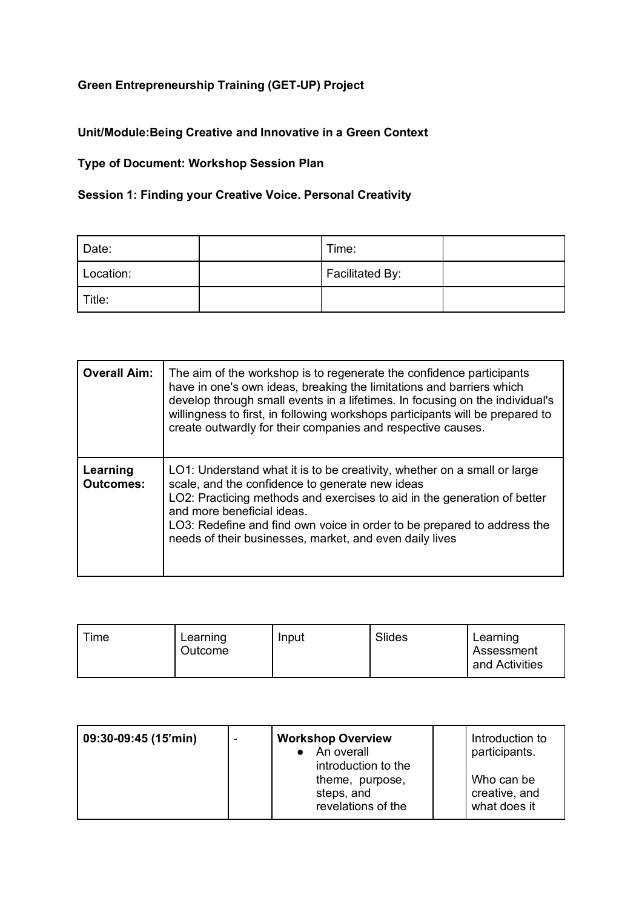**Green Entrepreneurship Training (GET-UP) Project**

**Unit/Module:Being Creative and Innovative in a Green Context**

**Type of Document: Workshop Session Plan**

**Session 1: Finding your Creative Voice. Personal Creativity**

| Date: | | Time: | |
|---|---|---|---|
| Location: | | Facilitated By: | |
| Title: | | | |

| | |
|---|---|
| **Overall Aim:** | The aim of the workshop is to regenerate the confidence participants have in one's own ideas, breaking the limitations and barriers which develop through small events in a lifetimes. In focusing on the individual's willingness to first, in following workshops participants will be prepared to create outwardly for their companies and respective causes. |
| **Learning Outcomes:** | LO1: Understand what it is to be creativity, whether on a small or large scale, and the confidence to generate new ideas<br>LO2: Practicing methods and exercises to aid in the generation of better and more beneficial ideas.<br>LO3: Redefine and find own voice in order to be prepared to address the needs of their businesses, market, and even daily lives |

| Time | Learning Outcome | Input | Slides | Learning Assessment and Activities |
|---|---|---|---|---|
| **09:30-09:45 (15'min)** | - | **Workshop Overview**<br>• An overall introduction to the theme, purpose, steps, and revelations of the | | Introduction to participants.<br><br>Who can be creative, and what does it |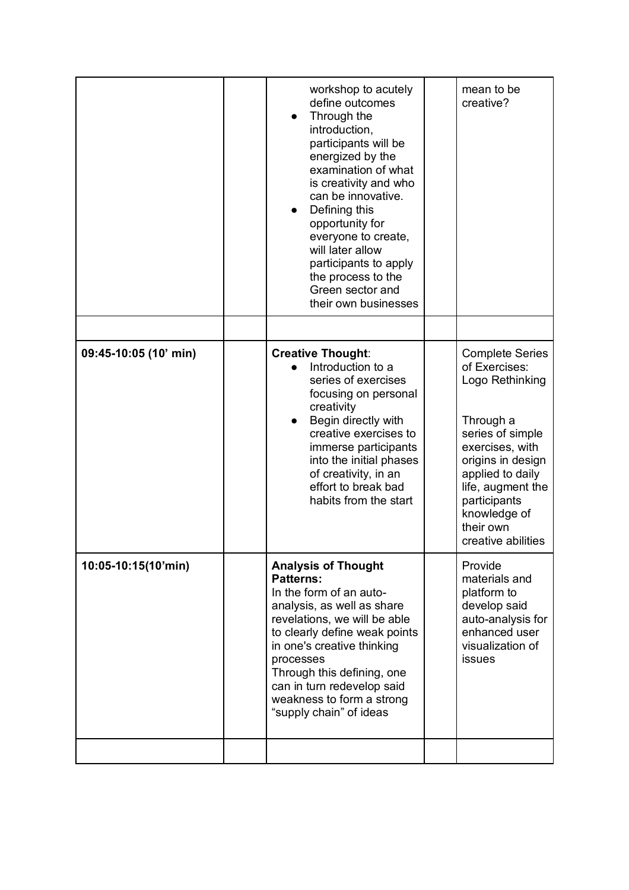| | | | | |
|---|---|---|---|---|
| | | workshop to acutely define outcomes<br>● Through the introduction, participants will be energized by the examination of what is creativity and who can be innovative.<br>● Defining this opportunity for everyone to create, will later allow participants to apply the process to the Green sector and their own businesses | | mean to be creative? |
| | | | | |
| **09:45-10:05 (10' min)** | | **Creative Thought**:<br>● Introduction to a series of exercises focusing on personal creativity<br>● Begin directly with creative exercises to immerse participants into the initial phases of creativity, in an effort to break bad habits from the start | | Complete Series of Exercises: Logo Rethinking<br><br>Through a series of simple exercises, with origins in design applied to daily life, augment the participants knowledge of their own creative abilities |
| **10:05-10:15(10'min)** | | **Analysis of Thought Patterns:**<br>In the form of an auto-analysis, as well as share revelations, we will be able to clearly define weak points in one's creative thinking processes<br>Through this defining, one can in turn redevelop said weakness to form a strong "supply chain" of ideas | | Provide materials and platform to develop said auto-analysis for enhanced user visualization of issues |
| | | | | |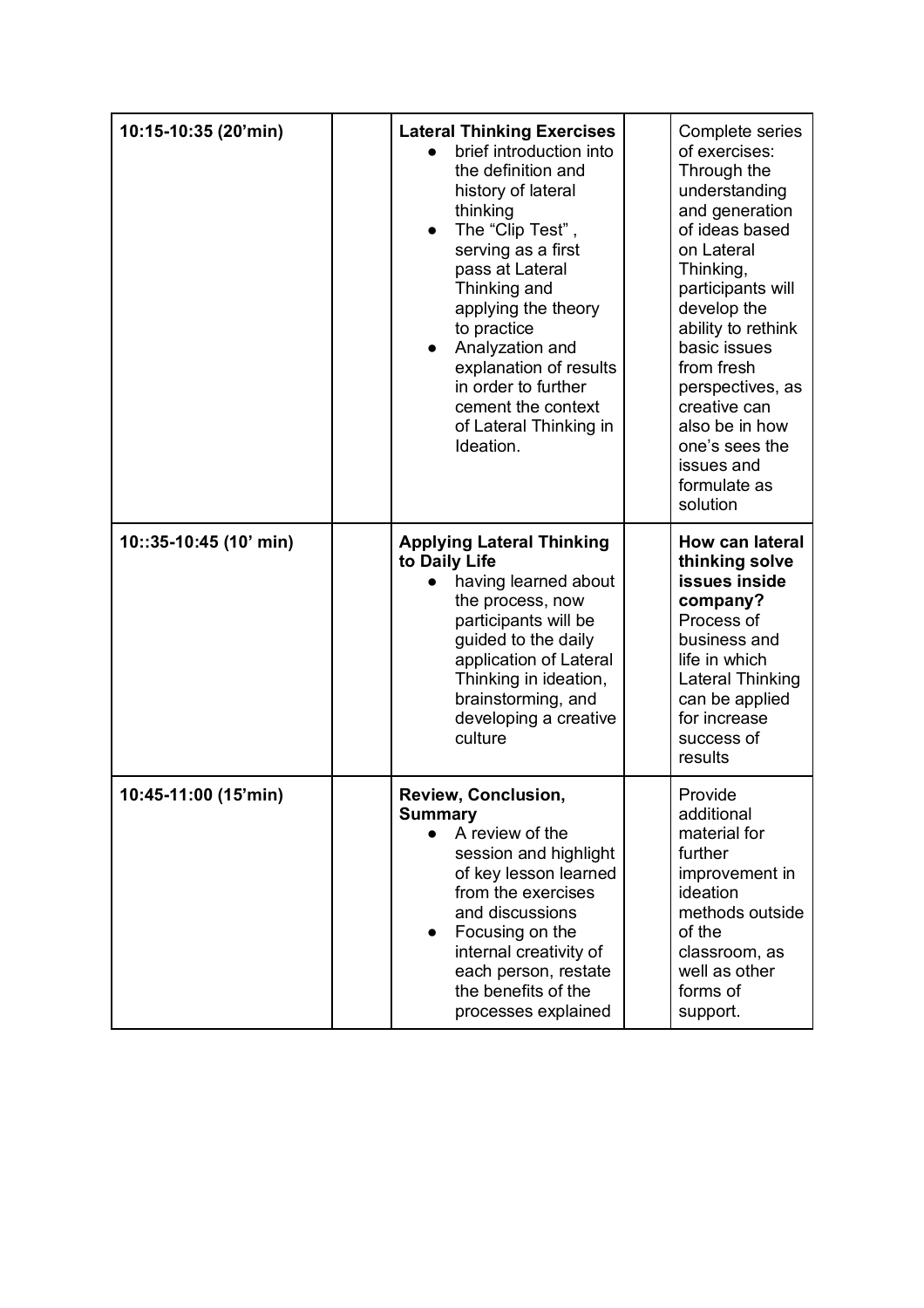| | | | | |
|---|---|---|---|---|
| **10:15-10:35 (20'min)** | | **Lateral Thinking Exercises**<br>• brief introduction into the definition and history of lateral thinking<br>• The "Clip Test" , serving as a first pass at Lateral Thinking and applying the theory to practice<br>• Analyzation and explanation of results in order to further cement the context of Lateral Thinking in Ideation. | | Complete series of exercises: Through the understanding and generation of ideas based on Lateral Thinking, participants will develop the ability to rethink basic issues from fresh perspectives, as creative can also be in how one's sees the issues and formulate as solution |
| **10::35-10:45 (10' min)** | | **Applying Lateral Thinking to Daily Life**<br>• having learned about the process, now participants will be guided to the daily application of Lateral Thinking in ideation, brainstorming, and developing a creative culture | | **How can lateral thinking solve issues inside company?** Process of business and life in which Lateral Thinking can be applied for increase success of results |
| **10:45-11:00 (15'min)** | | **Review, Conclusion, Summary**<br>• A review of the session and highlight of key lesson learned from the exercises and discussions<br>• Focusing on the internal creativity of each person, restate the benefits of the processes explained | | Provide additional material for further improvement in ideation methods outside of the classroom, as well as other forms of support. |